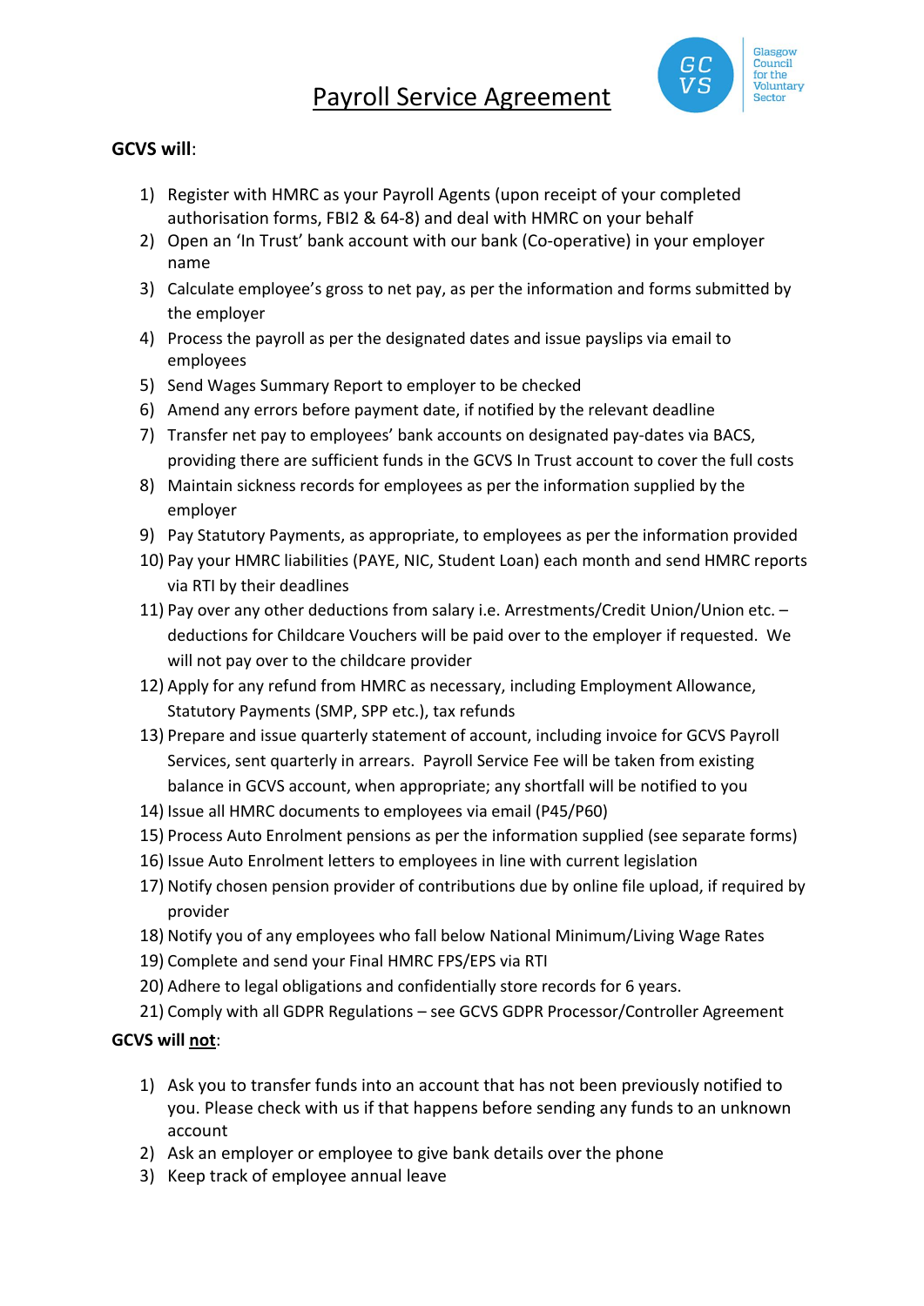# Payroll Service Agreement

Glasgow Council for the Voluntary Sector

**GCVS will**:

1) Register with HMRC as your Payroll Agents (upon receipt of your completed authorisation forms, FBI2 & 64-8) and deal with HMRC on your behalf
2) Open an 'In Trust' bank account with our bank (Co-operative) in your employer name
3) Calculate employee's gross to net pay, as per the information and forms submitted by the employer
4) Process the payroll as per the designated dates and issue payslips via email to employees
5) Send Wages Summary Report to employer to be checked
6) Amend any errors before payment date, if notified by the relevant deadline
7) Transfer net pay to employees' bank accounts on designated pay-dates via BACS, providing there are sufficient funds in the GCVS In Trust account to cover the full costs
8) Maintain sickness records for employees as per the information supplied by the employer
9) Pay Statutory Payments, as appropriate, to employees as per the information provided
10) Pay your HMRC liabilities (PAYE, NIC, Student Loan) each month and send HMRC reports via RTI by their deadlines
11) Pay over any other deductions from salary i.e. Arrestments/Credit Union/Union etc. – deductions for Childcare Vouchers will be paid over to the employer if requested. We will not pay over to the childcare provider
12) Apply for any refund from HMRC as necessary, including Employment Allowance, Statutory Payments (SMP, SPP etc.), tax refunds
13) Prepare and issue quarterly statement of account, including invoice for GCVS Payroll Services, sent quarterly in arrears. Payroll Service Fee will be taken from existing balance in GCVS account, when appropriate; any shortfall will be notified to you
14) Issue all HMRC documents to employees via email (P45/P60)
15) Process Auto Enrolment pensions as per the information supplied (see separate forms)
16) Issue Auto Enrolment letters to employees in line with current legislation
17) Notify chosen pension provider of contributions due by online file upload, if required by provider
18) Notify you of any employees who fall below National Minimum/Living Wage Rates
19) Complete and send your Final HMRC FPS/EPS via RTI
20) Adhere to legal obligations and confidentially store records for 6 years.
21) Comply with all GDPR Regulations – see GCVS GDPR Processor/Controller Agreement

**GCVS will <u>not</u>**:

1) Ask you to transfer funds into an account that has not been previously notified to you. Please check with us if that happens before sending any funds to an unknown account
2) Ask an employer or employee to give bank details over the phone
3) Keep track of employee annual leave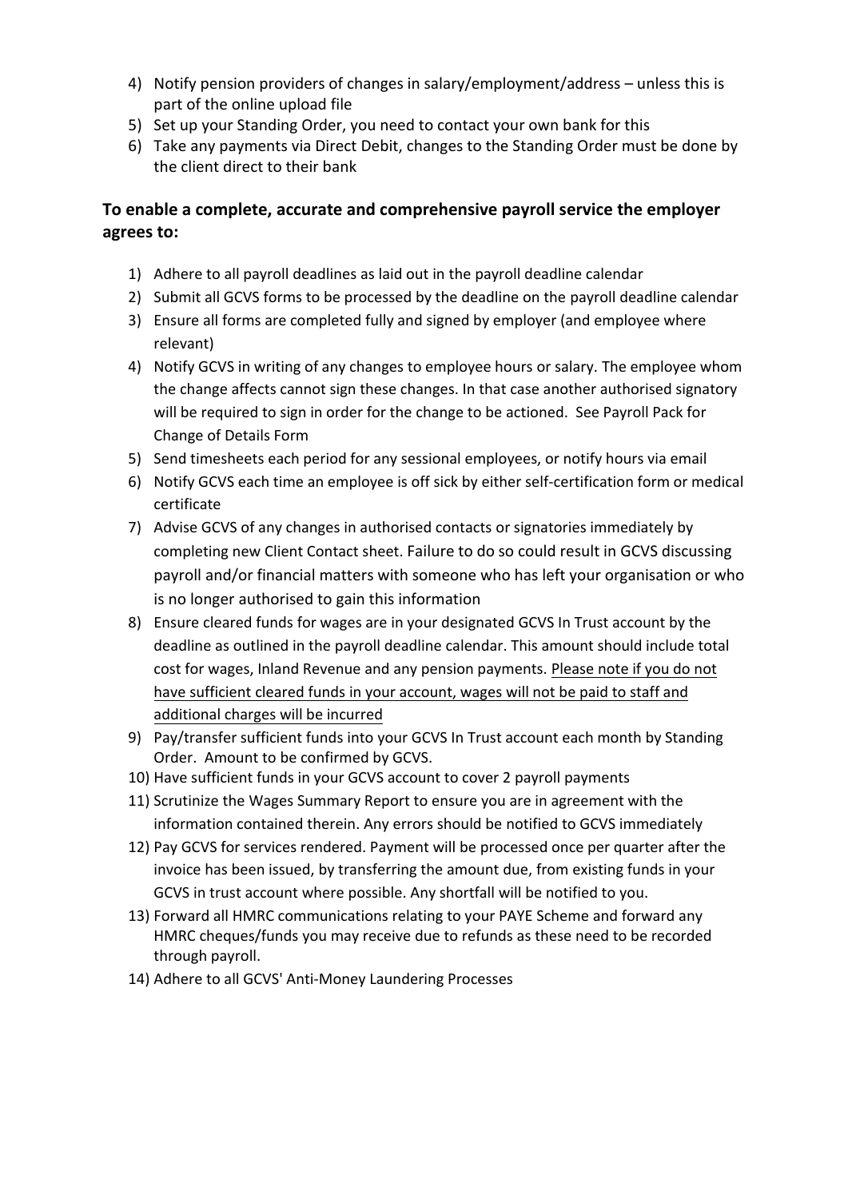4) Notify pension providers of changes in salary/employment/address – unless this is part of the online upload file
5) Set up your Standing Order, you need to contact your own bank for this
6) Take any payments via Direct Debit, changes to the Standing Order must be done by the client direct to their bank

**To enable a complete, accurate and comprehensive payroll service the employer agrees to:**

1) Adhere to all payroll deadlines as laid out in the payroll deadline calendar
2) Submit all GCVS forms to be processed by the deadline on the payroll deadline calendar
3) Ensure all forms are completed fully and signed by employer (and employee where relevant)
4) Notify GCVS in writing of any changes to employee hours or salary. The employee whom the change affects cannot sign these changes. In that case another authorised signatory will be required to sign in order for the change to be actioned. See Payroll Pack for Change of Details Form
5) Send timesheets each period for any sessional employees, or notify hours via email
6) Notify GCVS each time an employee is off sick by either self-certification form or medical certificate
7) Advise GCVS of any changes in authorised contacts or signatories immediately by completing new Client Contact sheet. Failure to do so could result in GCVS discussing payroll and/or financial matters with someone who has left your organisation or who is no longer authorised to gain this information
8) Ensure cleared funds for wages are in your designated GCVS In Trust account by the deadline as outlined in the payroll deadline calendar. This amount should include total cost for wages, Inland Revenue and any pension payments. <u>Please note if you do not have sufficient cleared funds in your account, wages will not be paid to staff and additional charges will be incurred</u>
9) Pay/transfer sufficient funds into your GCVS In Trust account each month by Standing Order. Amount to be confirmed by GCVS.
10) Have sufficient funds in your GCVS account to cover 2 payroll payments
11) Scrutinize the Wages Summary Report to ensure you are in agreement with the information contained therein. Any errors should be notified to GCVS immediately
12) Pay GCVS for services rendered. Payment will be processed once per quarter after the invoice has been issued, by transferring the amount due, from existing funds in your GCVS in trust account where possible. Any shortfall will be notified to you.
13) Forward all HMRC communications relating to your PAYE Scheme and forward any HMRC cheques/funds you may receive due to refunds as these need to be recorded through payroll.
14) Adhere to all GCVS' Anti-Money Laundering Processes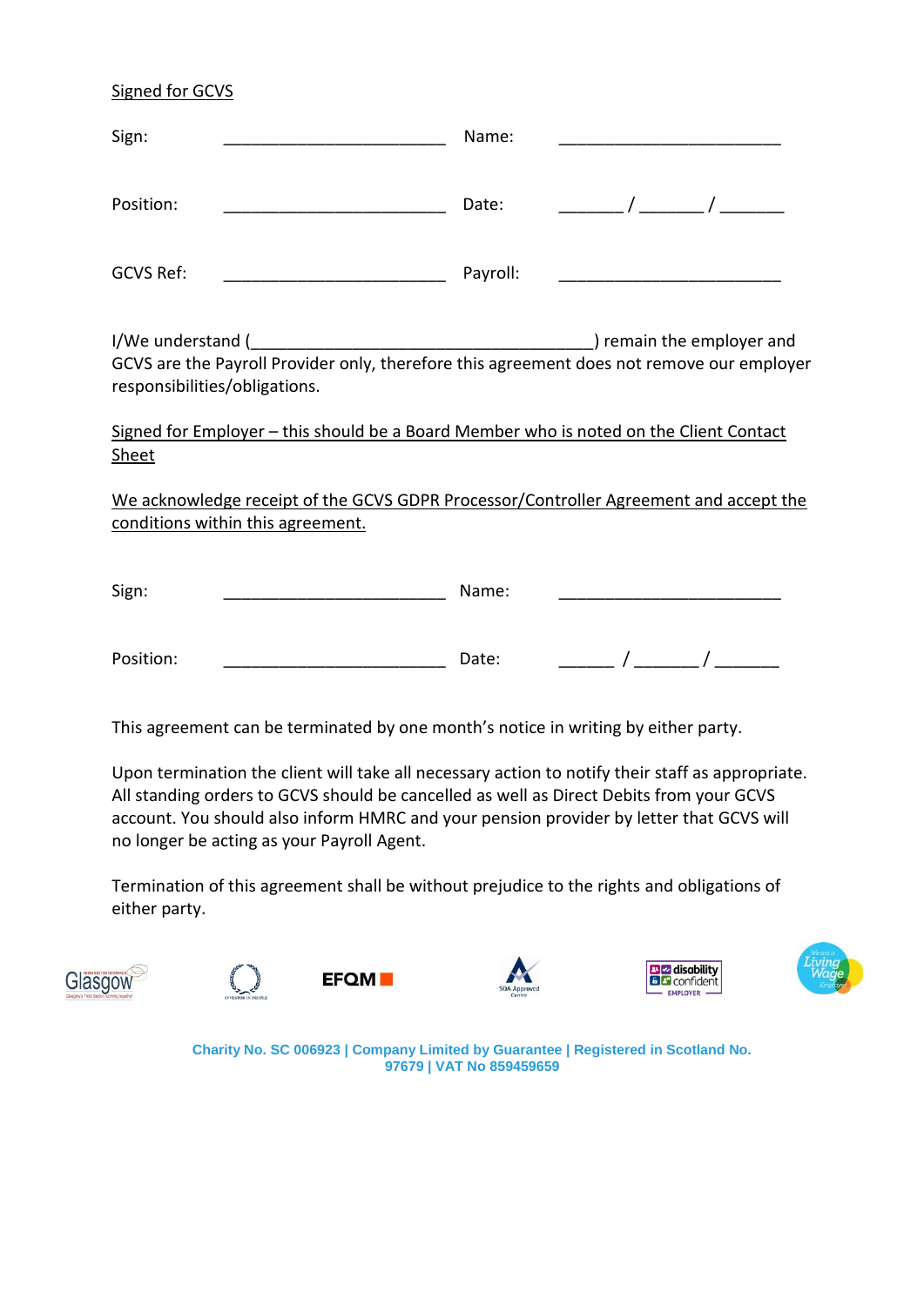<u>Signed for GCVS</u>

Sign: ________________________ Name: ________________________

Position: ________________________ Date: _______ / _______ / _______

GCVS Ref: ________________________ Payroll: ________________________

I/We understand (_____________________________________) remain the employer and GCVS are the Payroll Provider only, therefore this agreement does not remove our employer responsibilities/obligations.

<u>Signed for Employer – this should be a Board Member who is noted on the Client Contact Sheet</u>

<u>We acknowledge receipt of the GCVS GDPR Processor/Controller Agreement and accept the conditions within this agreement.</u>

Sign: ________________________ Name: ________________________

Position: ________________________ Date: ______ / _______ / _______

This agreement can be terminated by one month's notice in writing by either party.

Upon termination the client will take all necessary action to notify their staff as appropriate. All standing orders to GCVS should be cancelled as well as Direct Debits from your GCVS account. You should also inform HMRC and your pension provider by letter that GCVS will no longer be acting as your Payroll Agent.

Termination of this agreement shall be without prejudice to the rights and obligations of either party.

**Charity No. SC 006923 | Company Limited by Guarantee | Registered in Scotland No. 97679 | VAT No 859459659**